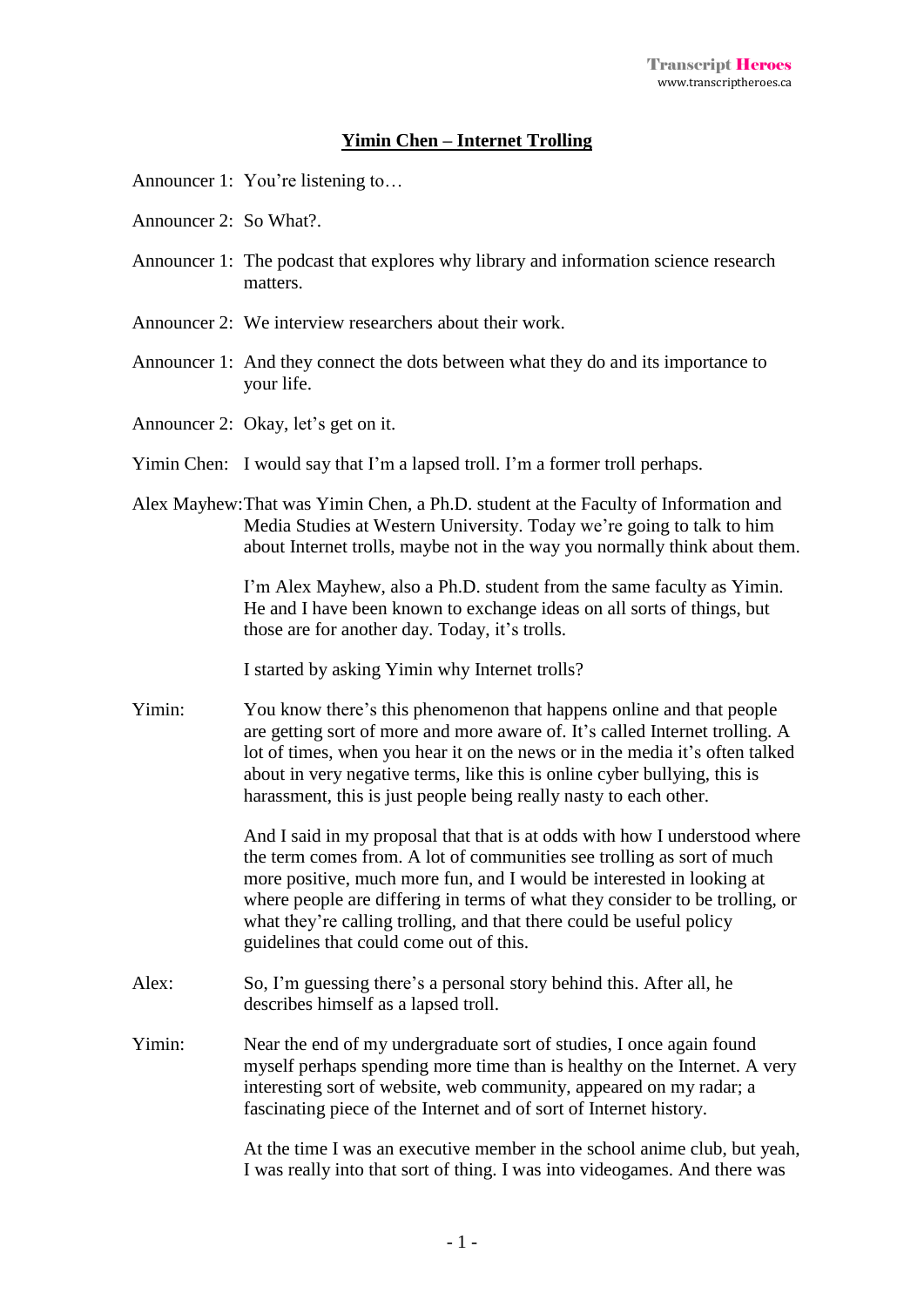## Yimin Chen – Internet Trolling

Announcer 1: You're listening to…

Announcer 2: So What?.

Announcer 1: The podcast that explores why library and information science research matters.

Announcer 2: We interview researchers about their work.

Announcer 1: And they connect the dots between what they do and its importance to your life.

Announcer 2: Okay, let's get on it.

Yimin Chen: I would say that I'm a lapsed troll. I'm a former troll perhaps.

Alex Mayhew: That was Yimin Chen, a Ph.D. student at the Faculty of Information and Media Studies at Western University. Today we're going to talk to him about Internet trolls, maybe not in the way you normally think about them.

I'm Alex Mayhew, also a Ph.D. student from the same faculty as Yimin. He and I have been known to exchange ideas on all sorts of things, but those are for another day. Today, it's trolls.

I started by asking Yimin why Internet trolls?

Yimin: You know there's this phenomenon that happens online and that people are getting sort of more and more aware of. It's called Internet trolling. A lot of times, when you hear it on the news or in the media it's often talked about in very negative terms, like this is online cyber bullying, this is harassment, this is just people being really nasty to each other.

And I said in my proposal that that is at odds with how I understood where the term comes from. A lot of communities see trolling as sort of much more positive, much more fun, and I would be interested in looking at where people are differing in terms of what they consider to be trolling, or what they're calling trolling, and that there could be useful policy guidelines that could come out of this.

Alex: So, I'm guessing there's a personal story behind this. After all, he describes himself as a lapsed troll.

Yimin: Near the end of my undergraduate sort of studies, I once again found myself perhaps spending more time than is healthy on the Internet. A very interesting sort of website, web community, appeared on my radar; a fascinating piece of the Internet and of sort of Internet history.

At the time I was an executive member in the school anime club, but yeah, I was really into that sort of thing. I was into videogames. And there was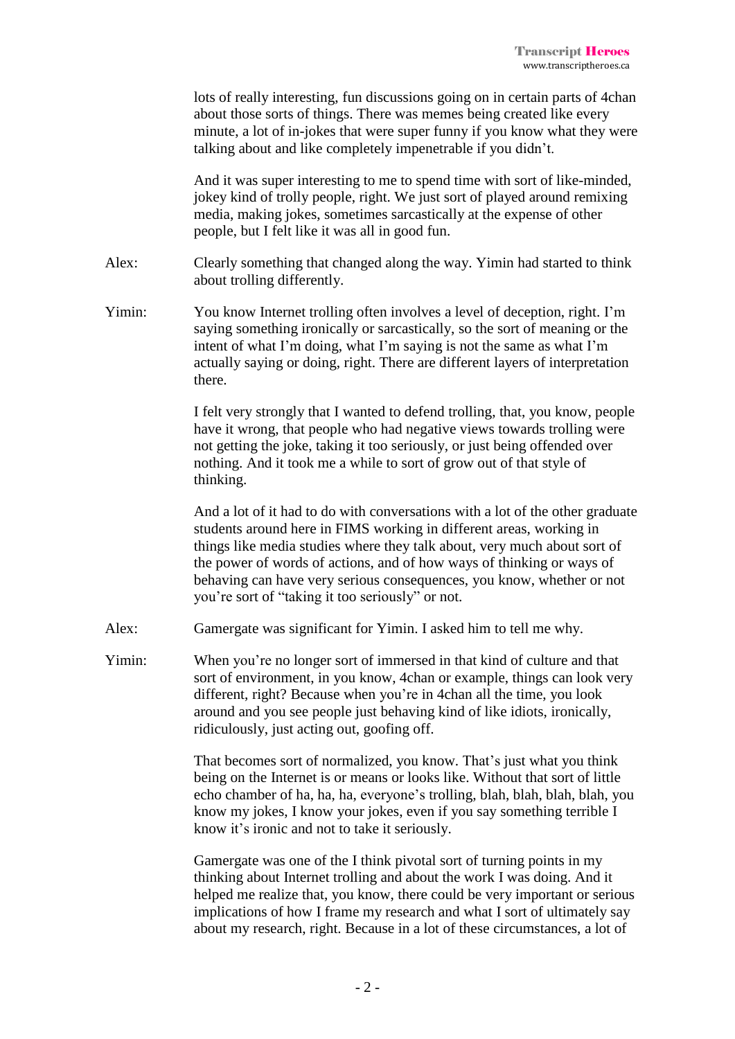lots of really interesting, fun discussions going on in certain parts of 4chan about those sorts of things. There was memes being created like every minute, a lot of in-jokes that were super funny if you know what they were talking about and like completely impenetrable if you didn't.

And it was super interesting to me to spend time with sort of like-minded, jokey kind of trolly people, right. We just sort of played around remixing media, making jokes, sometimes sarcastically at the expense of other people, but I felt like it was all in good fun.

Alex: Clearly something that changed along the way. Yimin had started to think about trolling differently.

Yimin: You know Internet trolling often involves a level of deception, right. I'm saying something ironically or sarcastically, so the sort of meaning or the intent of what I'm doing, what I'm saying is not the same as what I'm actually saying or doing, right. There are different layers of interpretation there.

I felt very strongly that I wanted to defend trolling, that, you know, people have it wrong, that people who had negative views towards trolling were not getting the joke, taking it too seriously, or just being offended over nothing. And it took me a while to sort of grow out of that style of thinking.

And a lot of it had to do with conversations with a lot of the other graduate students around here in FIMS working in different areas, working in things like media studies where they talk about, very much about sort of the power of words of actions, and of how ways of thinking or ways of behaving can have very serious consequences, you know, whether or not you're sort of "taking it too seriously" or not.

Alex: Gamergate was significant for Yimin. I asked him to tell me why.

Yimin: When you're no longer sort of immersed in that kind of culture and that sort of environment, in you know, 4chan or example, things can look very different, right? Because when you're in 4chan all the time, you look around and you see people just behaving kind of like idiots, ironically, ridiculously, just acting out, goofing off.

That becomes sort of normalized, you know. That's just what you think being on the Internet is or means or looks like. Without that sort of little echo chamber of ha, ha, ha, everyone's trolling, blah, blah, blah, blah, you know my jokes, I know your jokes, even if you say something terrible I know it's ironic and not to take it seriously.

Gamergate was one of the I think pivotal sort of turning points in my thinking about Internet trolling and about the work I was doing. And it helped me realize that, you know, there could be very important or serious implications of how I frame my research and what I sort of ultimately say about my research, right. Because in a lot of these circumstances, a lot of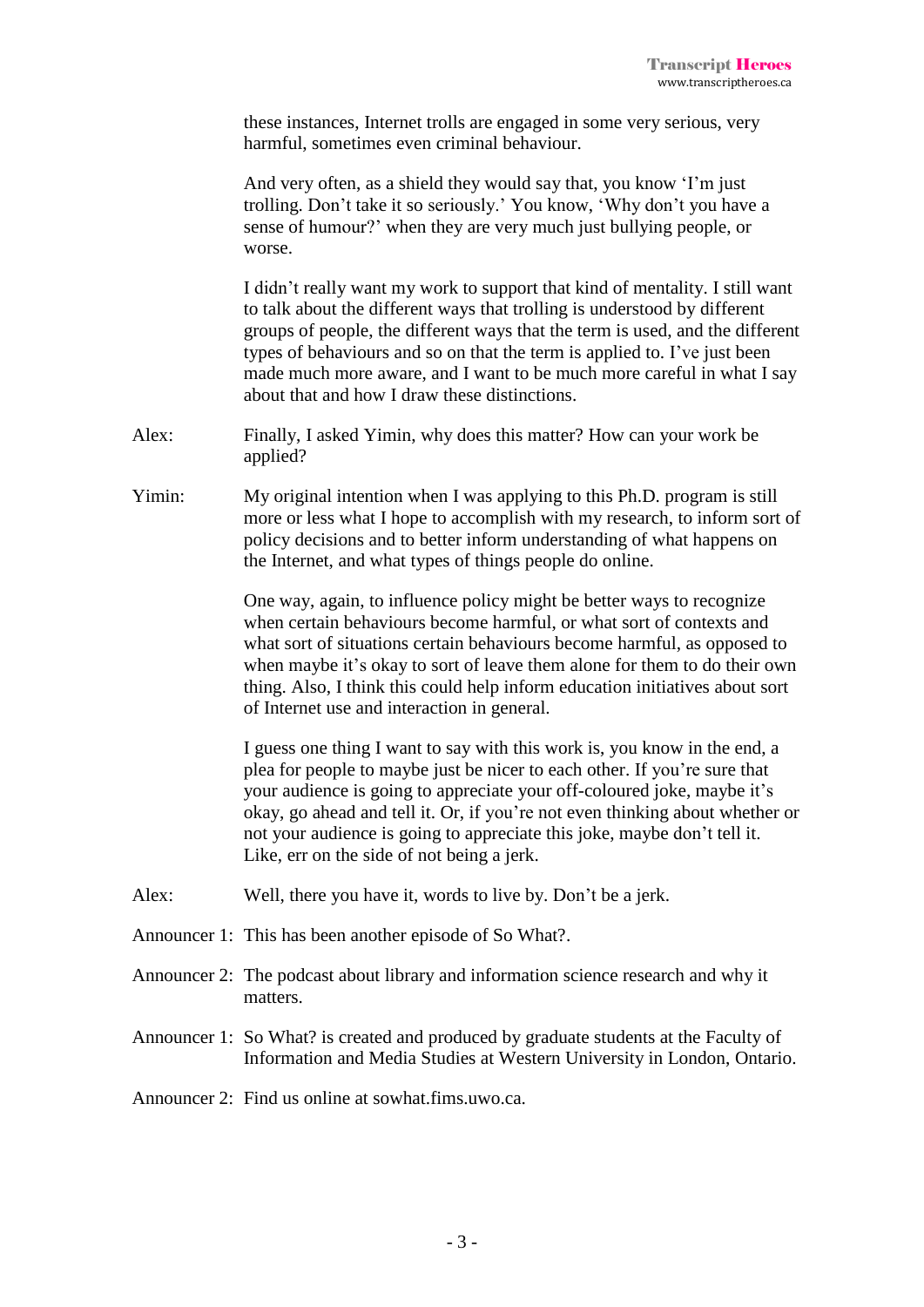these instances, Internet trolls are engaged in some very serious, very harmful, sometimes even criminal behaviour.

And very often, as a shield they would say that, you know 'I'm just trolling. Don't take it so seriously.' You know, 'Why don't you have a sense of humour?' when they are very much just bullying people, or worse.

I didn't really want my work to support that kind of mentality. I still want to talk about the different ways that trolling is understood by different groups of people, the different ways that the term is used, and the different types of behaviours and so on that the term is applied to. I've just been made much more aware, and I want to be much more careful in what I say about that and how I draw these distinctions.

Alex: Finally, I asked Yimin, why does this matter? How can your work be applied?

Yimin: My original intention when I was applying to this Ph.D. program is still more or less what I hope to accomplish with my research, to inform sort of policy decisions and to better inform understanding of what happens on the Internet, and what types of things people do online.

One way, again, to influence policy might be better ways to recognize when certain behaviours become harmful, or what sort of contexts and what sort of situations certain behaviours become harmful, as opposed to when maybe it's okay to sort of leave them alone for them to do their own thing. Also, I think this could help inform education initiatives about sort of Internet use and interaction in general.

I guess one thing I want to say with this work is, you know in the end, a plea for people to maybe just be nicer to each other. If you're sure that your audience is going to appreciate your off-coloured joke, maybe it's okay, go ahead and tell it. Or, if you're not even thinking about whether or not your audience is going to appreciate this joke, maybe don't tell it. Like, err on the side of not being a jerk.

Alex: Well, there you have it, words to live by. Don't be a jerk.

Announcer 1: This has been another episode of So What?.

Announcer 2: The podcast about library and information science research and why it matters.

Announcer 1: So What? is created and produced by graduate students at the Faculty of Information and Media Studies at Western University in London, Ontario.

Announcer 2: Find us online at sowhat.fims.uwo.ca.